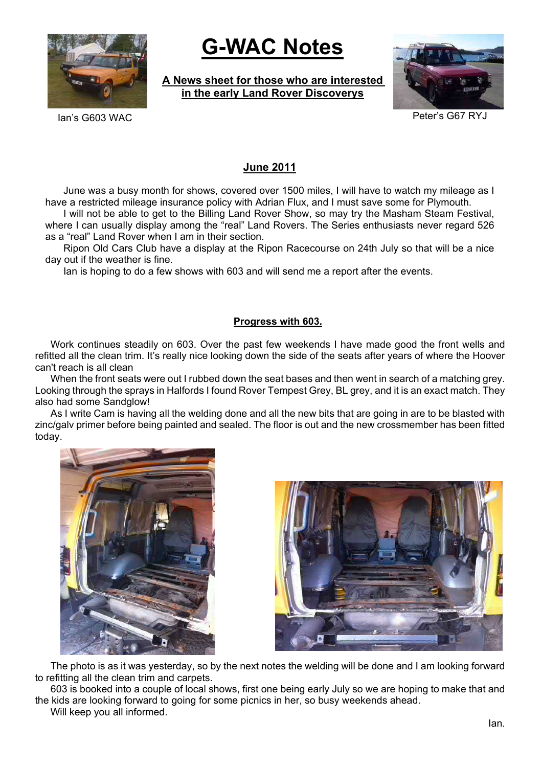Ian's G603 WAC

# G-WAC Notes

**A News sheet for those who are interested in the early Land Rover Discoverys**

Peter's G67 RYJ

## June 2011

June was a busy month for shows, covered over 1500 miles, I will have to watch my mileage as I have a restricted mileage insurance policy with Adrian Flux, and I must save some for Plymouth.

I will not be able to get to the Billing Land Rover Show, so may try the Masham Steam Festival, where I can usually display among the "real" Land Rovers. The Series enthusiasts never regard 526 as a "real" Land Rover when I am in their section.

Ripon Old Cars Club have a display at the Ripon Racecourse on 24th July so that will be a nice day out if the weather is fine.

Ian is hoping to do a few shows with 603 and will send me a report after the events.

## Progress with 603.

Work continues steadily on 603. Over the past few weekends I have made good the front wells and refitted all the clean trim. It's really nice looking down the side of the seats after years of where the Hoover can't reach is all clean

When the front seats were out I rubbed down the seat bases and then went in search of a matching grey. Looking through the sprays in Halfords I found Rover Tempest Grey, BL grey, and it is an exact match. They also had some Sandglow!

As I write Cam is having all the welding done and all the new bits that are going in are to be blasted with zinc/galv primer before being painted and sealed. The floor is out and the new crossmember has been fitted today.

The photo is as it was yesterday, so by the next notes the welding will be done and I am looking forward to refitting all the clean trim and carpets.

603 is booked into a couple of local shows, first one being early July so we are hoping to make that and the kids are looking forward to going for some picnics in her, so busy weekends ahead.

Will keep you all informed.

Ian.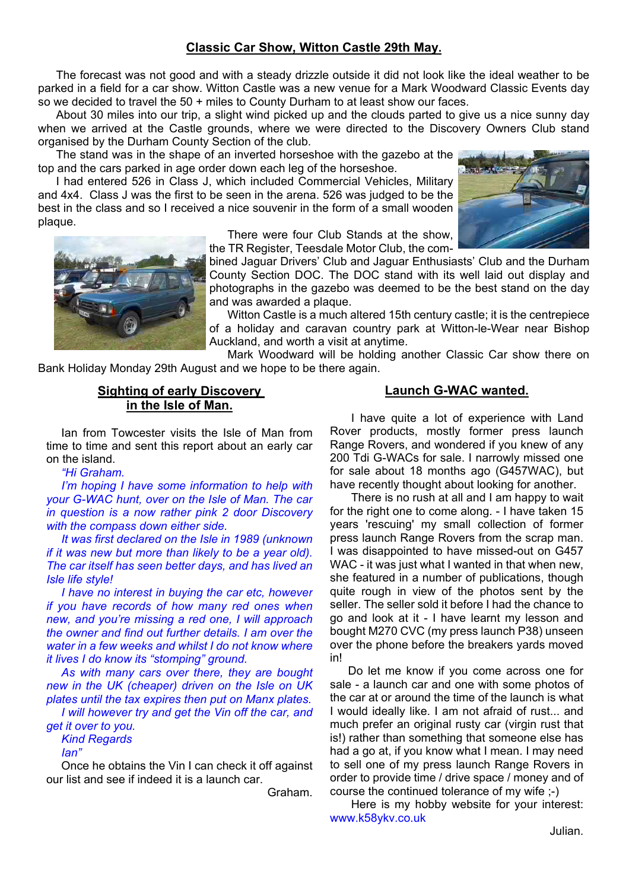## Classic Car Show, Witton Castle 29th May.

The forecast was not good and with a steady drizzle outside it did not look like the ideal weather to be parked in a field for a car show. Witton Castle was a new venue for a Mark Woodward Classic Events day so we decided to travel the 50 + miles to County Durham to at least show our faces.

About 30 miles into our trip, a slight wind picked up and the clouds parted to give us a nice sunny day when we arrived at the Castle grounds, where we were directed to the Discovery Owners Club stand organised by the Durham County Section of the club.

The stand was in the shape of an inverted horseshoe with the gazebo at the top and the cars parked in age order down each leg of the horseshoe.

I had entered 526 in Class J, which included Commercial Vehicles, Military and 4x4. Class J was the first to be seen in the arena. 526 was judged to be the best in the class and so I received a nice souvenir in the form of a small wooden plaque.

There were four Club Stands at the show, the TR Register, Teesdale Motor Club, the combined Jaguar Drivers' Club and Jaguar Enthusiasts' Club and the Durham County Section DOC. The DOC stand with its well laid out display and photographs in the gazebo was deemed to be the best stand on the day and was awarded a plaque.

Witton Castle is a much altered 15th century castle; it is the centrepiece of a holiday and caravan country park at Witton-le-Wear near Bishop Auckland, and worth a visit at anytime.

Mark Woodward will be holding another Classic Car show there on Bank Holiday Monday 29th August and we hope to be there again.

## Sighting of early Discovery in the Isle of Man.

Ian from Towcester visits the Isle of Man from time to time and sent this report about an early car on the island.

*"Hi Graham.*

*I'm hoping I have some information to help with your G-WAC hunt, over on the Isle of Man. The car in question is a now rather pink 2 door Discovery with the compass down either side.*

*It was first declared on the Isle in 1989 (unknown if it was new but more than likely to be a year old). The car itself has seen better days, and has lived an Isle life style!*

*I have no interest in buying the car etc, however if you have records of how many red ones when new, and you're missing a red one, I will approach the owner and find out further details. I am over the water in a few weeks and whilst I do not know where it lives I do know its "stomping" ground.*

*As with many cars over there, they are bought new in the UK (cheaper) driven on the Isle on UK plates until the tax expires then put on Manx plates.*

*I will however try and get the Vin off the car, and get it over to you.*

*Kind Regards*

*Ian"*

Once he obtains the Vin I can check it off against our list and see if indeed it is a launch car.

Graham.

## Launch G-WAC wanted.

I have quite a lot of experience with Land Rover products, mostly former press launch Range Rovers, and wondered if you knew of any 200 Tdi G-WACs for sale. I narrowly missed one for sale about 18 months ago (G457WAC), but have recently thought about looking for another.

There is no rush at all and I am happy to wait for the right one to come along. - I have taken 15 years 'rescuing' my small collection of former press launch Range Rovers from the scrap man. I was disappointed to have missed-out on G457 WAC - it was just what I wanted in that when new, she featured in a number of publications, though quite rough in view of the photos sent by the seller. The seller sold it before I had the chance to go and look at it - I have learnt my lesson and bought M270 CVC (my press launch P38) unseen over the phone before the breakers yards moved in!

Do let me know if you come across one for sale - a launch car and one with some photos of the car at or around the time of the launch is what I would ideally like. I am not afraid of rust... and much prefer an original rusty car (virgin rust that is!) rather than something that someone else has had a go at, if you know what I mean. I may need to sell one of my press launch Range Rovers in order to provide time / drive space / money and of course the continued tolerance of my wife ;-)

Here is my hobby website for your interest: www.k58ykv.co.uk

Julian.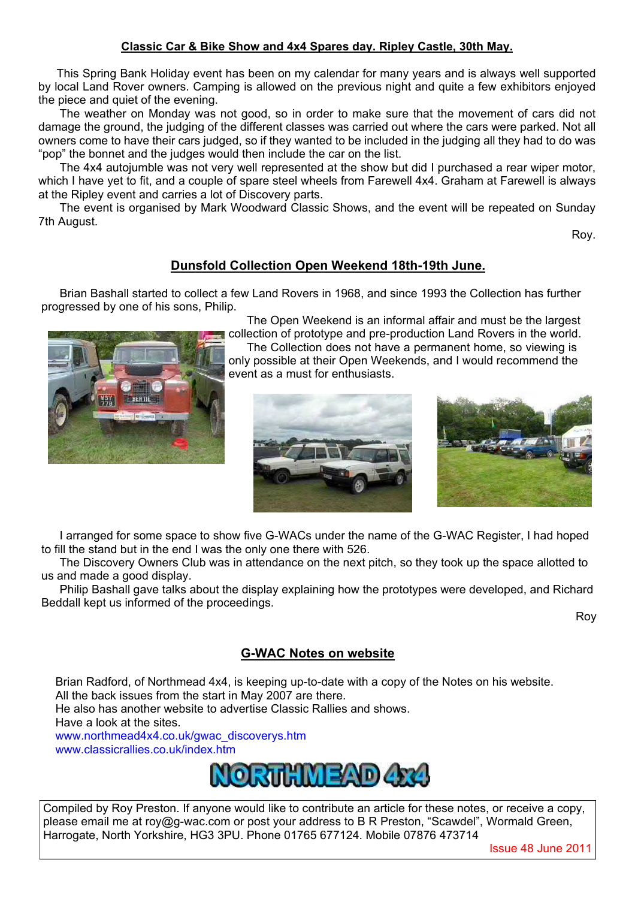## Classic Car & Bike Show and 4x4 Spares day. Ripley Castle, 30th May.

This Spring Bank Holiday event has been on my calendar for many years and is always well supported by local Land Rover owners. Camping is allowed on the previous night and quite a few exhibitors enjoyed the piece and quiet of the evening.

The weather on Monday was not good, so in order to make sure that the movement of cars did not damage the ground, the judging of the different classes was carried out where the cars were parked. Not all owners come to have their cars judged, so if they wanted to be included in the judging all they had to do was "pop" the bonnet and the judges would then include the car on the list.

The 4x4 autojumble was not very well represented at the show but did I purchased a rear wiper motor, which I have yet to fit, and a couple of spare steel wheels from Farewell 4x4. Graham at Farewell is always at the Ripley event and carries a lot of Discovery parts.

The event is organised by Mark Woodward Classic Shows, and the event will be repeated on Sunday 7th August.

Roy.

## Dunsfold Collection Open Weekend 18th-19th June.

Brian Bashall started to collect a few Land Rovers in 1968, and since 1993 the Collection has further progressed by one of his sons, Philip.

The Open Weekend is an informal affair and must be the largest collection of prototype and pre-production Land Rovers in the world.

The Collection does not have a permanent home, so viewing is only possible at their Open Weekends, and I would recommend the event as a must for enthusiasts.

I arranged for some space to show five G-WACs under the name of the G-WAC Register, I had hoped to fill the stand but in the end I was the only one there with 526.

The Discovery Owners Club was in attendance on the next pitch, so they took up the space allotted to us and made a good display.

Philip Bashall gave talks about the display explaining how the prototypes were developed, and Richard Beddall kept us informed of the proceedings.

Roy

## G-WAC Notes on website

Brian Radford, of Northmead 4x4, is keeping up-to-date with a copy of the Notes on his website.
All the back issues from the start in May 2007 are there.
He also has another website to advertise Classic Rallies and shows.
Have a look at the sites.
www.northmead4x4.co.uk/gwac_discoverys.htm
www.classicrallies.co.uk/index.htm

NORTHMEAD 4x4

Compiled by Roy Preston. If anyone would like to contribute an article for these notes, or receive a copy, please email me at roy@g-wac.com or post your address to B R Preston, "Scawdel", Wormald Green, Harrogate, North Yorkshire, HG3 3PU. Phone 01765 677124. Mobile 07876 473714

Issue 48 June 2011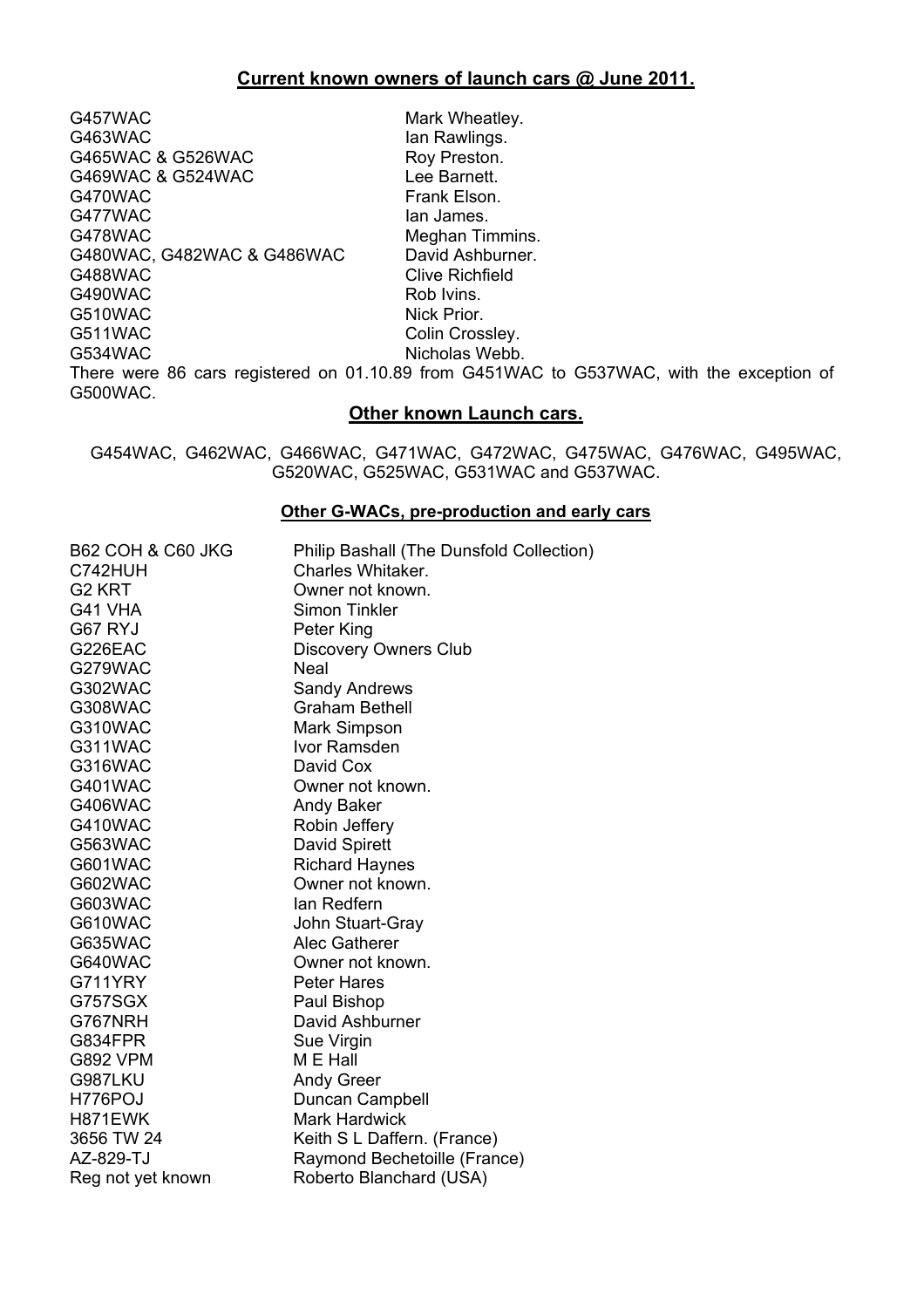## Current known owners of launch cars @ June 2011.

| | |
|---|---|
| G457WAC | Mark Wheatley. |
| G463WAC | Ian Rawlings. |
| G465WAC & G526WAC | Roy Preston. |
| G469WAC & G524WAC | Lee Barnett. |
| G470WAC | Frank Elson. |
| G477WAC | Ian James. |
| G478WAC | Meghan Timmins. |
| G480WAC, G482WAC & G486WAC | David Ashburner. |
| G488WAC | Clive Richfield |
| G490WAC | Rob Ivins. |
| G510WAC | Nick Prior. |
| G511WAC | Colin Crossley. |
| G534WAC | Nicholas Webb. |

There were 86 cars registered on 01.10.89 from G451WAC to G537WAC, with the exception of G500WAC.

## Other known Launch cars.

G454WAC, G462WAC, G466WAC, G471WAC, G472WAC, G475WAC, G476WAC, G495WAC, G520WAC, G525WAC, G531WAC and G537WAC.

### Other G-WACs, pre-production and early cars

| | |
|---|---|
| B62 COH & C60 JKG | Philip Bashall (The Dunsfold Collection) |
| C742HUH | Charles Whitaker. |
| G2 KRT | Owner not known. |
| G41 VHA | Simon Tinkler |
| G67 RYJ | Peter King |
| G226EAC | Discovery Owners Club |
| G279WAC | Neal |
| G302WAC | Sandy Andrews |
| G308WAC | Graham Bethell |
| G310WAC | Mark Simpson |
| G311WAC | Ivor Ramsden |
| G316WAC | David Cox |
| G401WAC | Owner not known. |
| G406WAC | Andy Baker |
| G410WAC | Robin Jeffery |
| G563WAC | David Spirett |
| G601WAC | Richard Haynes |
| G602WAC | Owner not known. |
| G603WAC | Ian Redfern |
| G610WAC | John Stuart-Gray |
| G635WAC | Alec Gatherer |
| G640WAC | Owner not known. |
| G711YRY | Peter Hares |
| G757SGX | Paul Bishop |
| G767NRH | David Ashburner |
| G834FPR | Sue Virgin |
| G892 VPM | M E Hall |
| G987LKU | Andy Greer |
| H776POJ | Duncan Campbell |
| H871EWK | Mark Hardwick |
| 3656 TW 24 | Keith S L Daffern. (France) |
| AZ-829-TJ | Raymond Bechetoille (France) |
| Reg not yet known | Roberto Blanchard (USA) |